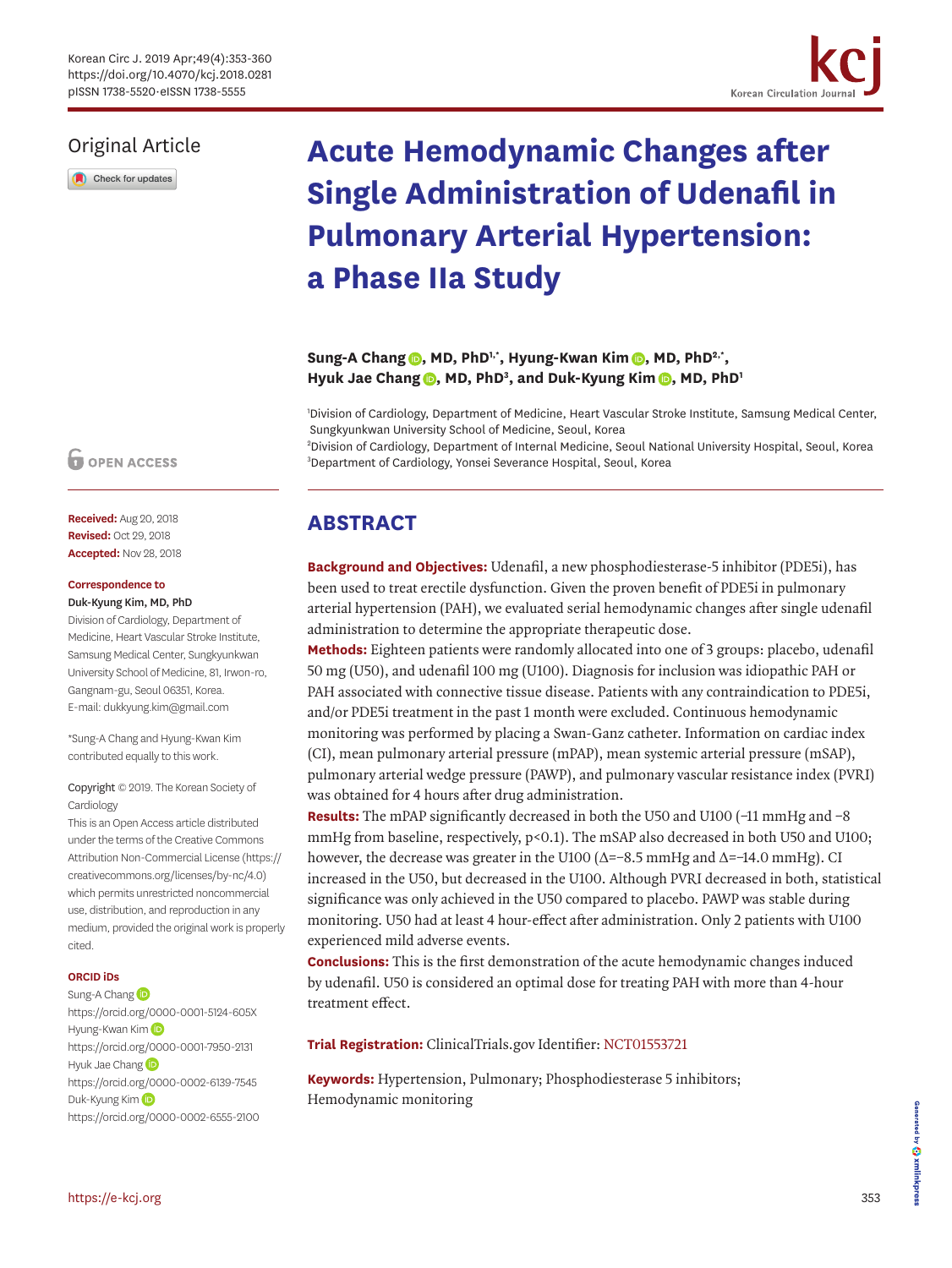Original Article

# Acute Hemodynamic Changes after Single Administration of Udenafil in Pulmonary Arterial Hypertension: a Phase IIa Study

**Sung-A Chang, MD, PhD[1,*], Hyung-Kwan Kim, MD, PhD[2,*], Hyuk Jae Chang, MD, PhD[3], and Duk-Kyung Kim, MD, PhD[1]**

[1]Division of Cardiology, Department of Medicine, Heart Vascular Stroke Institute, Samsung Medical Center, Sungkyunkwan University School of Medicine, Seoul, Korea
[2]Division of Cardiology, Department of Internal Medicine, Seoul National University Hospital, Seoul, Korea
[3]Department of Cardiology, Yonsei Severance Hospital, Seoul, Korea

OPEN ACCESS

**Received:** Aug 20, 2018
**Revised:** Oct 29, 2018
**Accepted:** Nov 28, 2018

**Correspondence to**
**Duk-Kyung Kim, MD, PhD**
Division of Cardiology, Department of Medicine, Heart Vascular Stroke Institute, Samsung Medical Center, Sungkyunkwan University School of Medicine, 81, Irwon-ro, Gangnam-gu, Seoul 06351, Korea.
E-mail: dukkyung.kim@gmail.com

*Sung-A Chang and Hyung-Kwan Kim contributed equally to this work.

Copyright © 2019. The Korean Society of Cardiology
This is an Open Access article distributed under the terms of the Creative Commons Attribution Non-Commercial License (https://creativecommons.org/licenses/by-nc/4.0) which permits unrestricted noncommercial use, distribution, and reproduction in any medium, provided the original work is properly cited.

**ORCID iDs**
Sung-A Chang
https://orcid.org/0000-0001-5124-605X
Hyung-Kwan Kim
https://orcid.org/0000-0001-7950-2131
Hyuk Jae Chang
https://orcid.org/0000-0002-6139-7545
Duk-Kyung Kim
https://orcid.org/0000-0002-6555-2100

## ABSTRACT

**Background and Objectives:** Udenafil, a new phosphodiesterase-5 inhibitor (PDE5i), has been used to treat erectile dysfunction. Given the proven benefit of PDE5i in pulmonary arterial hypertension (PAH), we evaluated serial hemodynamic changes after single udenafil administration to determine the appropriate therapeutic dose.

**Methods:** Eighteen patients were randomly allocated into one of 3 groups: placebo, udenafil 50 mg (U50), and udenafil 100 mg (U100). Diagnosis for inclusion was idiopathic PAH or PAH associated with connective tissue disease. Patients with any contraindication to PDE5i, and/or PDE5i treatment in the past 1 month were excluded. Continuous hemodynamic monitoring was performed by placing a Swan-Ganz catheter. Information on cardiac index (CI), mean pulmonary arterial pressure (mPAP), mean systemic arterial pressure (mSAP), pulmonary arterial wedge pressure (PAWP), and pulmonary vascular resistance index (PVRI) was obtained for 4 hours after drug administration.

**Results:** The mPAP significantly decreased in both the U50 and U100 (−11 mmHg and −8 mmHg from baseline, respectively, $p<0.1$). The mSAP also decreased in both U50 and U100; however, the decrease was greater in the U100 ($\Delta=-8.5$ mmHg and $\Delta=-14.0$ mmHg). CI increased in the U50, but decreased in the U100. Although PVRI decreased in both, statistical significance was only achieved in the U50 compared to placebo. PAWP was stable during monitoring. U50 had at least 4 hour-effect after administration. Only 2 patients with U100 experienced mild adverse events.

**Conclusions:** This is the first demonstration of the acute hemodynamic changes induced by udenafil. U50 is considered an optimal dose for treating PAH with more than 4-hour treatment effect.

**Trial Registration:** ClinicalTrials.gov Identifier: NCT01553721

**Keywords:** Hypertension, Pulmonary; Phosphodiesterase 5 inhibitors; Hemodynamic monitoring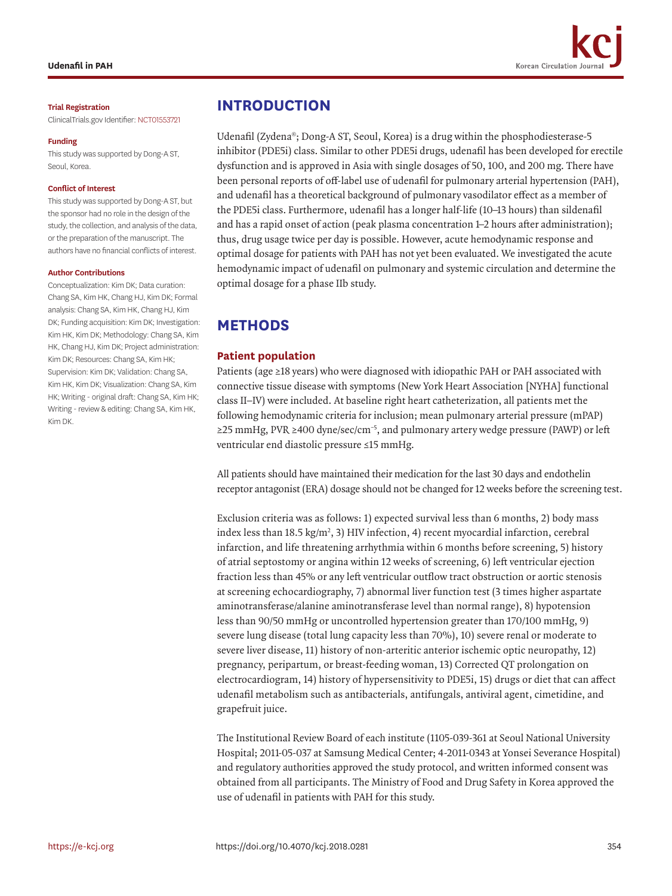**Trial Registration**

ClinicalTrials.gov Identifier: NCT01553721

**Funding**

This study was supported by Dong-A ST, Seoul, Korea.

**Conflict of Interest**

This study was supported by Dong-A ST, but the sponsor had no role in the design of the study, the collection, and analysis of the data, or the preparation of the manuscript. The authors have no financial conflicts of interest.

**Author Contributions**

Conceptualization: Kim DK; Data curation: Chang SA, Kim HK, Chang HJ, Kim DK; Formal analysis: Chang SA, Kim HK, Chang HJ, Kim DK; Funding acquisition: Kim DK; Investigation: Kim HK, Kim DK; Methodology: Chang SA, Kim HK, Chang HJ, Kim DK; Project administration: Kim DK; Resources: Chang SA, Kim HK; Supervision: Kim DK; Validation: Chang SA, Kim HK, Kim DK; Visualization: Chang SA, Kim HK; Writing - original draft: Chang SA, Kim HK; Writing - review & editing: Chang SA, Kim HK, Kim DK.

# INTRODUCTION

Udenafil (Zydena®; Dong-A ST, Seoul, Korea) is a drug within the phosphodiesterase-5 inhibitor (PDE5i) class. Similar to other PDE5i drugs, udenafil has been developed for erectile dysfunction and is approved in Asia with single dosages of 50, 100, and 200 mg. There have been personal reports of off-label use of udenafil for pulmonary arterial hypertension (PAH), and udenafil has a theoretical background of pulmonary vasodilator effect as a member of the PDE5i class. Furthermore, udenafil has a longer half-life (10–13 hours) than sildenafil and has a rapid onset of action (peak plasma concentration 1–2 hours after administration); thus, drug usage twice per day is possible. However, acute hemodynamic response and optimal dosage for patients with PAH has not yet been evaluated. We investigated the acute hemodynamic impact of udenafil on pulmonary and systemic circulation and determine the optimal dosage for a phase IIb study.

# METHODS

## Patient population

Patients (age ≥18 years) who were diagnosed with idiopathic PAH or PAH associated with connective tissue disease with symptoms (New York Heart Association [NYHA] functional class II–IV) were included. At baseline right heart catheterization, all patients met the following hemodynamic criteria for inclusion; mean pulmonary arterial pressure (mPAP) ≥25 mmHg, PVR ≥400 dyne/sec/cm$^{-5}$, and pulmonary artery wedge pressure (PAWP) or left ventricular end diastolic pressure ≤15 mmHg.

All patients should have maintained their medication for the last 30 days and endothelin receptor antagonist (ERA) dosage should not be changed for 12 weeks before the screening test.

Exclusion criteria was as follows: 1) expected survival less than 6 months, 2) body mass index less than 18.5 kg/m$^2$, 3) HIV infection, 4) recent myocardial infarction, cerebral infarction, and life threatening arrhythmia within 6 months before screening, 5) history of atrial septostomy or angina within 12 weeks of screening, 6) left ventricular ejection fraction less than 45% or any left ventricular outflow tract obstruction or aortic stenosis at screening echocardiography, 7) abnormal liver function test (3 times higher aspartate aminotransferase/alanine aminotransferase level than normal range), 8) hypotension less than 90/50 mmHg or uncontrolled hypertension greater than 170/100 mmHg, 9) severe lung disease (total lung capacity less than 70%), 10) severe renal or moderate to severe liver disease, 11) history of non-arteritic anterior ischemic optic neuropathy, 12) pregnancy, peripartum, or breast-feeding woman, 13) Corrected QT prolongation on electrocardiogram, 14) history of hypersensitivity to PDE5i, 15) drugs or diet that can affect udenafil metabolism such as antibacterials, antifungals, antiviral agent, cimetidine, and grapefruit juice.

The Institutional Review Board of each institute (1105-039-361 at Seoul National University Hospital; 2011-05-037 at Samsung Medical Center; 4-2011-0343 at Yonsei Severance Hospital) and regulatory authorities approved the study protocol, and written informed consent was obtained from all participants. The Ministry of Food and Drug Safety in Korea approved the use of udenafil in patients with PAH for this study.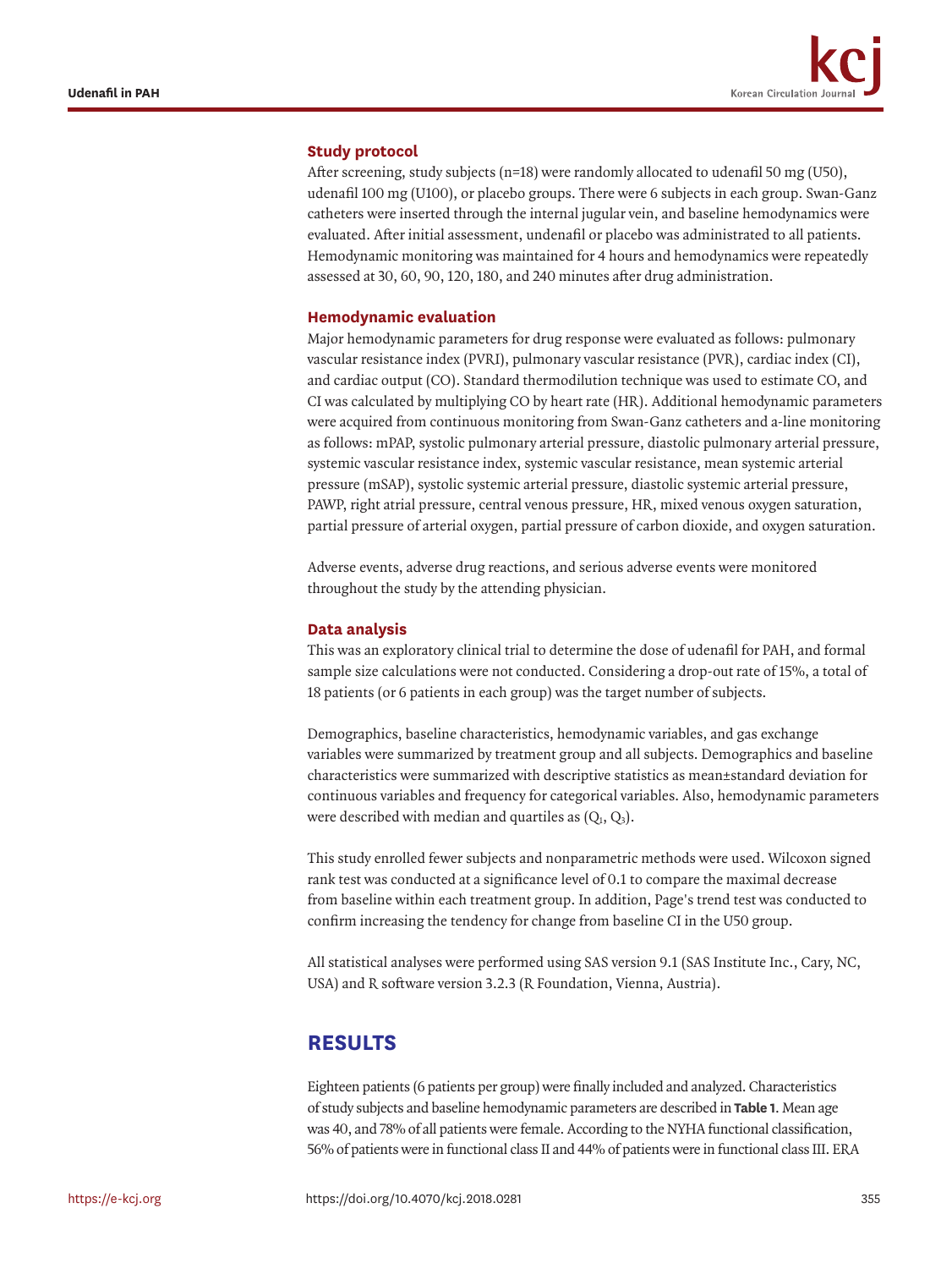### Study protocol

After screening, study subjects (n=18) were randomly allocated to udenafil 50 mg (U50), udenafil 100 mg (U100), or placebo groups. There were 6 subjects in each group. Swan-Ganz catheters were inserted through the internal jugular vein, and baseline hemodynamics were evaluated. After initial assessment, undenafil or placebo was administrated to all patients. Hemodynamic monitoring was maintained for 4 hours and hemodynamics were repeatedly assessed at 30, 60, 90, 120, 180, and 240 minutes after drug administration.

### Hemodynamic evaluation

Major hemodynamic parameters for drug response were evaluated as follows: pulmonary vascular resistance index (PVRI), pulmonary vascular resistance (PVR), cardiac index (CI), and cardiac output (CO). Standard thermodilution technique was used to estimate CO, and CI was calculated by multiplying CO by heart rate (HR). Additional hemodynamic parameters were acquired from continuous monitoring from Swan-Ganz catheters and a-line monitoring as follows: mPAP, systolic pulmonary arterial pressure, diastolic pulmonary arterial pressure, systemic vascular resistance index, systemic vascular resistance, mean systemic arterial pressure (mSAP), systolic systemic arterial pressure, diastolic systemic arterial pressure, PAWP, right atrial pressure, central venous pressure, HR, mixed venous oxygen saturation, partial pressure of arterial oxygen, partial pressure of carbon dioxide, and oxygen saturation.

Adverse events, adverse drug reactions, and serious adverse events were monitored throughout the study by the attending physician.

### Data analysis

This was an exploratory clinical trial to determine the dose of udenafil for PAH, and formal sample size calculations were not conducted. Considering a drop-out rate of 15%, a total of 18 patients (or 6 patients in each group) was the target number of subjects.

Demographics, baseline characteristics, hemodynamic variables, and gas exchange variables were summarized by treatment group and all subjects. Demographics and baseline characteristics were summarized with descriptive statistics as mean±standard deviation for continuous variables and frequency for categorical variables. Also, hemodynamic parameters were described with median and quartiles as ($Q_1$, $Q_3$).

This study enrolled fewer subjects and nonparametric methods were used. Wilcoxon signed rank test was conducted at a significance level of 0.1 to compare the maximal decrease from baseline within each treatment group. In addition, Page's trend test was conducted to confirm increasing the tendency for change from baseline CI in the U50 group.

All statistical analyses were performed using SAS version 9.1 (SAS Institute Inc., Cary, NC, USA) and R software version 3.2.3 (R Foundation, Vienna, Austria).

## RESULTS

Eighteen patients (6 patients per group) were finally included and analyzed. Characteristics of study subjects and baseline hemodynamic parameters are described in **Table 1**. Mean age was 40, and 78% of all patients were female. According to the NYHA functional classification, 56% of patients were in functional class II and 44% of patients were in functional class III. ERA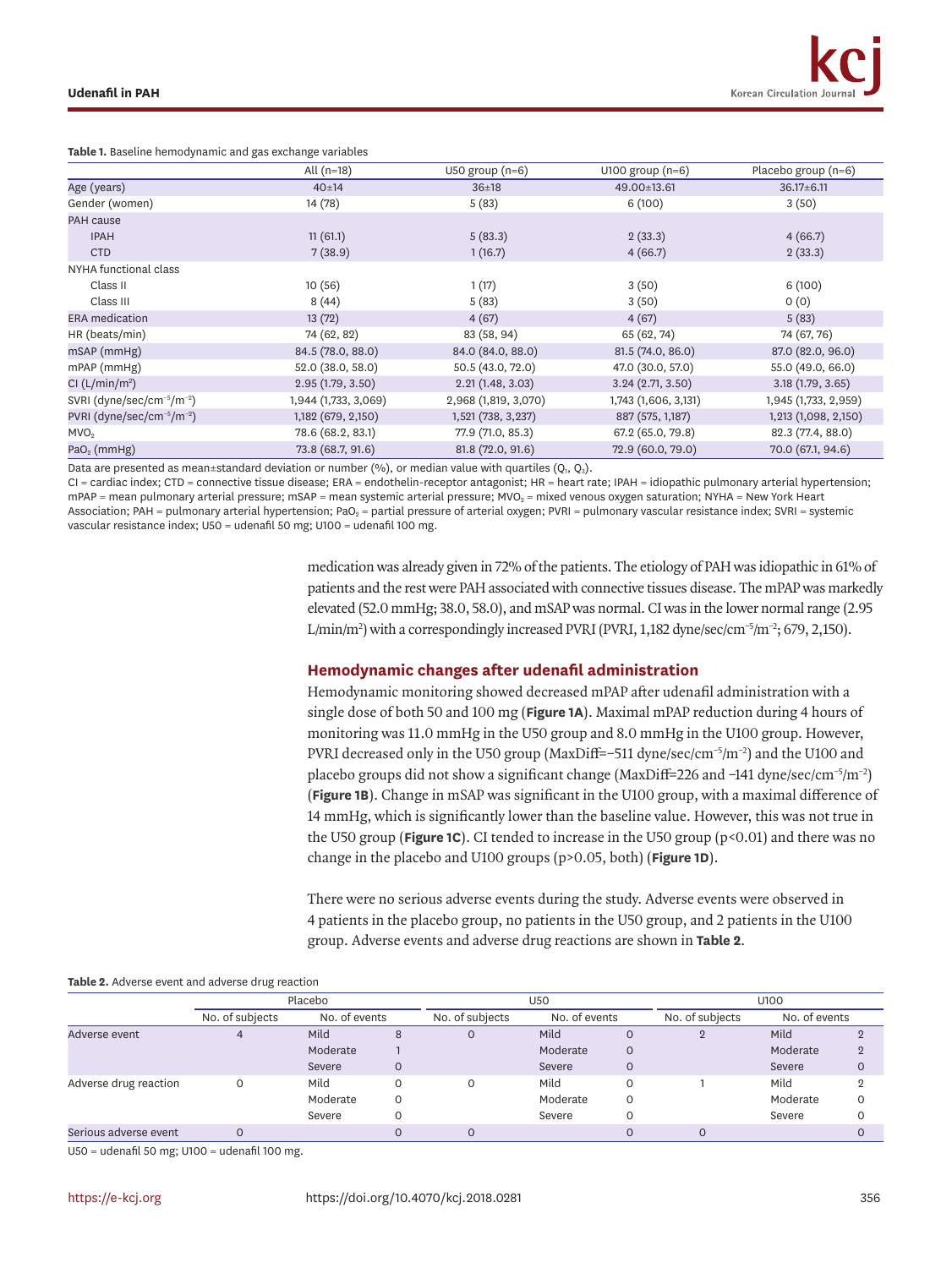**Table 1.** Baseline hemodynamic and gas exchange variables

| | All (n=18) | U50 group (n=6) | U100 group (n=6) | Placebo group (n=6) |
|---|---|---|---|---|
| Age (years) | 40±14 | 36±18 | 49.00±13.61 | 36.17±6.11 |
| Gender (women) | 14 (78) | 5 (83) | 6 (100) | 3 (50) |
| PAH cause | | | | |
| IPAH | 11 (61.1) | 5 (83.3) | 2 (33.3) | 4 (66.7) |
| CTD | 7 (38.9) | 1 (16.7) | 4 (66.7) | 2 (33.3) |
| NYHA functional class | | | | |
| Class II | 10 (56) | 1 (17) | 3 (50) | 6 (100) |
| Class III | 8 (44) | 5 (83) | 3 (50) | 0 (0) |
| ERA medication | 13 (72) | 4 (67) | 4 (67) | 5 (83) |
| HR (beats/min) | 74 (62, 82) | 83 (58, 94) | 65 (62, 74) | 74 (67, 76) |
| mSAP (mmHg) | 84.5 (78.0, 88.0) | 84.0 (84.0, 88.0) | 81.5 (74.0, 86.0) | 87.0 (82.0, 96.0) |
| mPAP (mmHg) | 52.0 (38.0, 58.0) | 50.5 (43.0, 72.0) | 47.0 (30.0, 57.0) | 55.0 (49.0, 66.0) |
| CI (L/min/m$^2$) | 2.95 (1.79, 3.50) | 2.21 (1.48, 3.03) | 3.24 (2.71, 3.50) | 3.18 (1.79, 3.65) |
| SVRI (dyne/sec/cm$^{-5}$/m$^{-2}$) | 1,944 (1,733, 3,069) | 2,968 (1,819, 3,070) | 1,743 (1,606, 3,131) | 1,945 (1,733, 2,959) |
| PVRI (dyne/sec/cm$^{-5}$/m$^{-2}$) | 1,182 (679, 2,150) | 1,521 (738, 3,237) | 887 (575, 1,187) | 1,213 (1,098, 2,150) |
| $MVO_2$ | 78.6 (68.2, 83.1) | 77.9 (71.0, 85.3) | 67.2 (65.0, 79.8) | 82.3 (77.4, 88.0) |
| $PaO_2$ (mmHg) | 73.8 (68.7, 91.6) | 81.8 (72.0, 91.6) | 72.9 (60.0, 79.0) | 70.0 (67.1, 94.6) |

Data are presented as mean±standard deviation or number (%), or median value with quartiles ($Q_1$, $Q_3$).

CI = cardiac index; CTD = connective tissue disease; ERA = endothelin-receptor antagonist; HR = heart rate; IPAH = idiopathic pulmonary arterial hypertension; mPAP = mean pulmonary arterial pressure; mSAP = mean systemic arterial pressure; $MVO_2$ = mixed venous oxygen saturation; NYHA = New York Heart Association; PAH = pulmonary arterial hypertension; $PaO_2$ = partial pressure of arterial oxygen; PVRI = pulmonary vascular resistance index; SVRI = systemic vascular resistance index; U50 = udenafil 50 mg; U100 = udenafil 100 mg.

medication was already given in 72% of the patients. The etiology of PAH was idiopathic in 61% of patients and the rest were PAH associated with connective tissues disease. The mPAP was markedly elevated (52.0 mmHg; 38.0, 58.0), and mSAP was normal. CI was in the lower normal range (2.95 L/min/m$^2$) with a correspondingly increased PVRI (PVRI, 1,182 dyne/sec/cm$^{-5}$/m$^{-2}$; 679, 2,150).

### Hemodynamic changes after udenafil administration

Hemodynamic monitoring showed decreased mPAP after udenafil administration with a single dose of both 50 and 100 mg (**Figure 1A**). Maximal mPAP reduction during 4 hours of monitoring was 11.0 mmHg in the U50 group and 8.0 mmHg in the U100 group. However, PVRI decreased only in the U50 group (MaxDiff=−511 dyne/sec/cm$^{-5}$/m$^{-2}$) and the U100 and placebo groups did not show a significant change (MaxDiff=226 and −141 dyne/sec/cm$^{-5}$/m$^{-2}$) (**Figure 1B**). Change in mSAP was significant in the U100 group, with a maximal difference of 14 mmHg, which is significantly lower than the baseline value. However, this was not true in the U50 group (**Figure 1C**). CI tended to increase in the U50 group ($p<0.01$) and there was no change in the placebo and U100 groups ($p>0.05$, both) (**Figure 1D**).

There were no serious adverse events during the study. Adverse events were observed in 4 patients in the placebo group, no patients in the U50 group, and 2 patients in the U100 group. Adverse events and adverse drug reactions are shown in **Table 2**.

**Table 2.** Adverse event and adverse drug reaction

| | Placebo | | | U50 | | | U100 | | |
|---|---|---|---|---|---|---|---|---|---|
| | No. of subjects | No. of events | | No. of subjects | No. of events | | No. of subjects | No. of events | |
| Adverse event | 4 | Mild | 8 | 0 | Mild | 0 | 2 | Mild | 2 |
| | | Moderate | 1 | | Moderate | 0 | | Moderate | 2 |
| | | Severe | 0 | | Severe | 0 | | Severe | 0 |
| Adverse drug reaction | 0 | Mild | 0 | 0 | Mild | 0 | 1 | Mild | 2 |
| | | Moderate | 0 | | Moderate | 0 | | Moderate | 0 |
| | | Severe | 0 | | Severe | 0 | | Severe | 0 |
| Serious adverse event | 0 | | 0 | 0 | | 0 | 0 | | 0 |

U50 = udenafil 50 mg; U100 = udenafil 100 mg.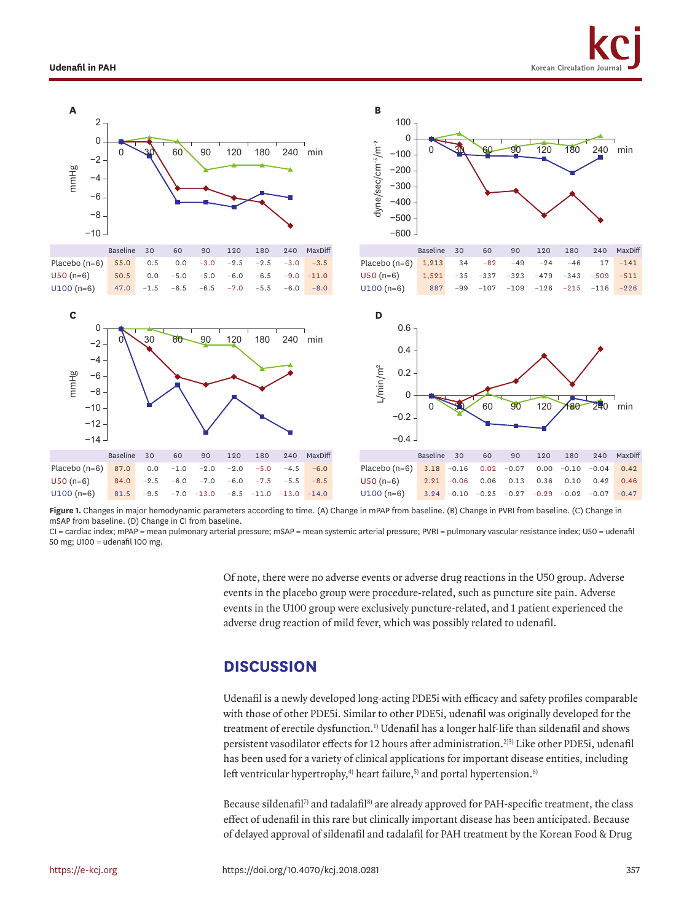A

mmHg

2, 0, −2, −4, −6, −8, −10

0, 30, 60, 90, 120, 180, 240 min

| | Baseline | 30 | 60 | 90 | 120 | 180 | 240 | MaxDiff |
|---|---|---|---|---|---|---|---|---|
| Placebo (n=6) | 55.0 | 0.5 | 0.0 | −3.0 | −2.5 | −2.5 | −3.0 | −3.5 |
| U50 (n=6) | 50.5 | 0.0 | −5.0 | −5.0 | −6.0 | −6.5 | −9.0 | −11.0 |
| U100 (n=6) | 47.0 | −1.5 | −6.5 | −6.5 | −7.0 | −5.5 | −6.0 | −8.0 |

B

dyne/sec/cm⁻⁵/m⁻²

100, 0, −100, −200, −300, −400, −500, −600

0, 30, 60, 90, 120, 180, 240 min

| | Baseline | 30 | 60 | 90 | 120 | 180 | 240 | MaxDiff |
|---|---|---|---|---|---|---|---|---|
| Placebo (n=6) | 1,213 | 34 | −82 | −49 | −24 | −46 | 17 | −141 |
| U50 (n=6) | 1,521 | −35 | −337 | −323 | −479 | −343 | −509 | −511 |
| U100 (n=6) | 887 | −99 | −107 | −109 | −126 | −215 | −116 | −226 |

C

mmHg

0, −2, −4, −6, −8, −10, −12, −14

0, 30, 60, 90, 120, 180, 240 min

| | Baseline | 30 | 60 | 90 | 120 | 180 | 240 | MaxDiff |
|---|---|---|---|---|---|---|---|---|
| Placebo (n=6) | 87.0 | 0.0 | −1.0 | −2.0 | −2.0 | −5.0 | −4.5 | −6.0 |
| U50 (n=6) | 84.0 | −2.5 | −6.0 | −7.0 | −6.0 | −7.5 | −5.5 | −8.5 |
| U100 (n=6) | 81.5 | −9.5 | −7.0 | −13.0 | −8.5 | −11.0 | −13.0 | −14.0 |

D

L/min/m²

0.6, 0.4, 0.2, 0, −0.2, −0.4

0, 30, 60, 90, 120, 180, 240 min

| | Baseline | 30 | 60 | 90 | 120 | 180 | 240 | MaxDiff |
|---|---|---|---|---|---|---|---|---|
| Placebo (n=6) | 3.18 | −0.16 | 0.02 | −0.07 | 0.00 | −0.10 | −0.04 | 0.42 |
| U50 (n=6) | 2.21 | −0.06 | 0.06 | 0.13 | 0.36 | 0.10 | 0.42 | 0.46 |
| U100 (n=6) | 3.24 | −0.10 | −0.25 | −0.27 | −0.29 | −0.02 | −0.07 | −0.47 |

**Figure 1.** Changes in major hemodynamic parameters according to time. (A) Change in mPAP from baseline. (B) Change in PVRI from baseline. (C) Change in mSAP from baseline. (D) Change in CI from baseline.

CI = cardiac index; mPAP = mean pulmonary arterial pressure; mSAP = mean systemic arterial pressure; PVRI = pulmonary vascular resistance index; U50 = udenafil 50 mg; U100 = udenafil 100 mg.

Of note, there were no adverse events or adverse drug reactions in the U50 group. Adverse events in the placebo group were procedure-related, such as puncture site pain. Adverse events in the U100 group were exclusively puncture-related, and 1 patient experienced the adverse drug reaction of mild fever, which was possibly related to udenafil.

## DISCUSSION

Udenafil is a newly developed long-acting PDE5i with efficacy and safety profiles comparable with those of other PDE5i. Similar to other PDE5i, udenafil was originally developed for the treatment of erectile dysfunction.[1] Udenafil has a longer half-life than sildenafil and shows persistent vasodilator effects for 12 hours after administration.[2,3] Like other PDE5i, udenafil has been used for a variety of clinical applications for important disease entities, including left ventricular hypertrophy,[4] heart failure,[5] and portal hypertension.[6]

Because sildenafil[7] and tadalafil[8] are already approved for PAH-specific treatment, the class effect of udenafil in this rare but clinically important disease has been anticipated. Because of delayed approval of sildenafil and tadalafil for PAH treatment by the Korean Food & Drug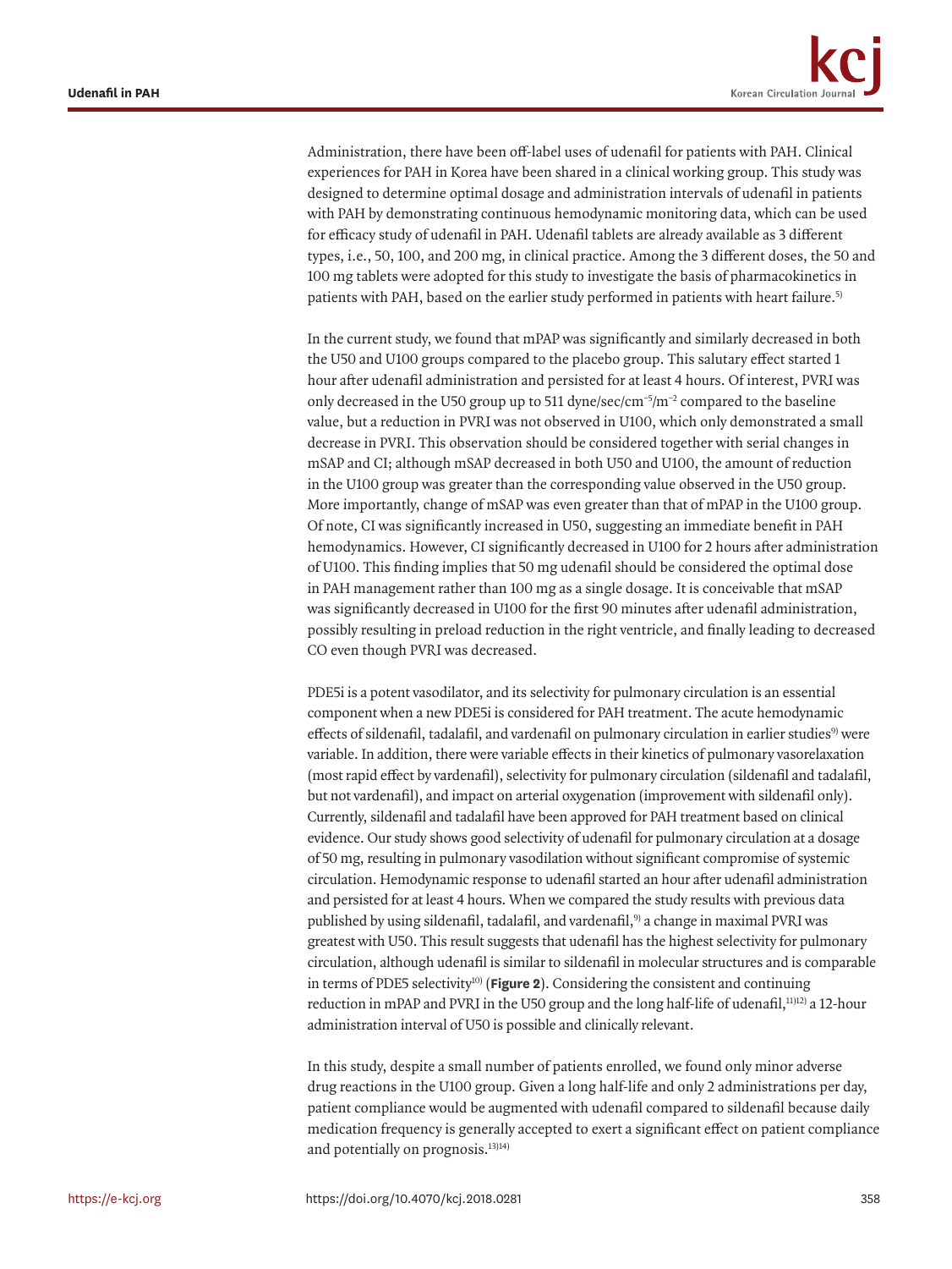Administration, there have been off-label uses of udenafil for patients with PAH. Clinical experiences for PAH in Korea have been shared in a clinical working group. This study was designed to determine optimal dosage and administration intervals of udenafil in patients with PAH by demonstrating continuous hemodynamic monitoring data, which can be used for efficacy study of udenafil in PAH. Udenafil tablets are already available as 3 different types, i.e., 50, 100, and 200 mg, in clinical practice. Among the 3 different doses, the 50 and 100 mg tablets were adopted for this study to investigate the basis of pharmacokinetics in patients with PAH, based on the earlier study performed in patients with heart failure.[5)]

In the current study, we found that mPAP was significantly and similarly decreased in both the U50 and U100 groups compared to the placebo group. This salutary effect started 1 hour after udenafil administration and persisted for at least 4 hours. Of interest, PVRI was only decreased in the U50 group up to 511 dyne/sec/cm$^{-5}$/m$^{-2}$ compared to the baseline value, but a reduction in PVRI was not observed in U100, which only demonstrated a small decrease in PVRI. This observation should be considered together with serial changes in mSAP and CI; although mSAP decreased in both U50 and U100, the amount of reduction in the U100 group was greater than the corresponding value observed in the U50 group. More importantly, change of mSAP was even greater than that of mPAP in the U100 group. Of note, CI was significantly increased in U50, suggesting an immediate benefit in PAH hemodynamics. However, CI significantly decreased in U100 for 2 hours after administration of U100. This finding implies that 50 mg udenafil should be considered the optimal dose in PAH management rather than 100 mg as a single dosage. It is conceivable that mSAP was significantly decreased in U100 for the first 90 minutes after udenafil administration, possibly resulting in preload reduction in the right ventricle, and finally leading to decreased CO even though PVRI was decreased.

PDE5i is a potent vasodilator, and its selectivity for pulmonary circulation is an essential component when a new PDE5i is considered for PAH treatment. The acute hemodynamic effects of sildenafil, tadalafil, and vardenafil on pulmonary circulation in earlier studies[9)] were variable. In addition, there were variable effects in their kinetics of pulmonary vasorelaxation (most rapid effect by vardenafil), selectivity for pulmonary circulation (sildenafil and tadalafil, but not vardenafil), and impact on arterial oxygenation (improvement with sildenafil only). Currently, sildenafil and tadalafil have been approved for PAH treatment based on clinical evidence. Our study shows good selectivity of udenafil for pulmonary circulation at a dosage of 50 mg, resulting in pulmonary vasodilation without significant compromise of systemic circulation. Hemodynamic response to udenafil started an hour after udenafil administration and persisted for at least 4 hours. When we compared the study results with previous data published by using sildenafil, tadalafil, and vardenafil,[9)] a change in maximal PVRI was greatest with U50. This result suggests that udenafil has the highest selectivity for pulmonary circulation, although udenafil is similar to sildenafil in molecular structures and is comparable in terms of PDE5 selectivity[10)] (**Figure 2**). Considering the consistent and continuing reduction in mPAP and PVRI in the U50 group and the long half-life of udenafil,[11)12)] a 12-hour administration interval of U50 is possible and clinically relevant.

In this study, despite a small number of patients enrolled, we found only minor adverse drug reactions in the U100 group. Given a long half-life and only 2 administrations per day, patient compliance would be augmented with udenafil compared to sildenafil because daily medication frequency is generally accepted to exert a significant effect on patient compliance and potentially on prognosis.[13)14)]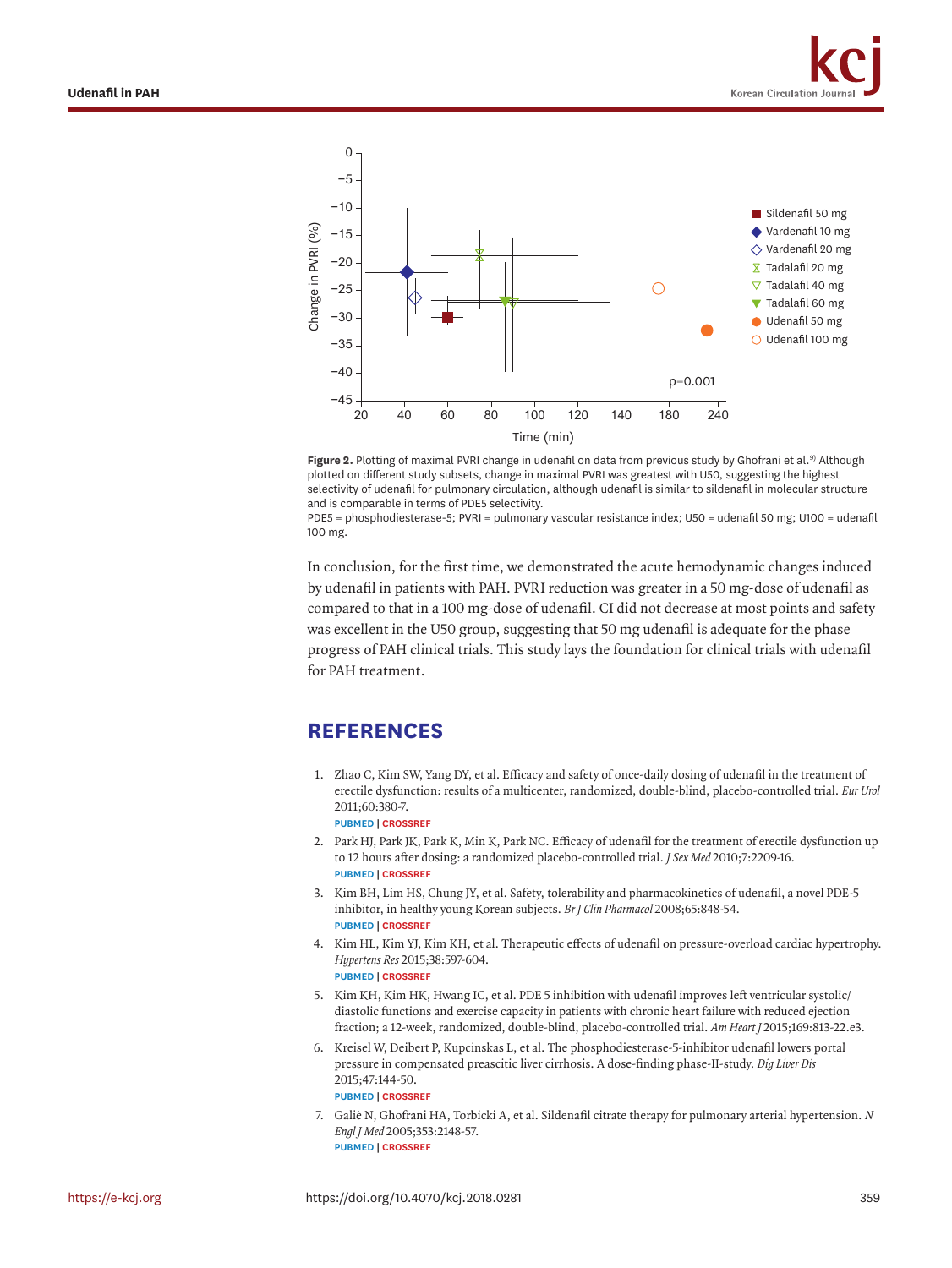**Figure 2.** Plotting of maximal PVRI change in udenafil on data from previous study by Ghofrani et al.[9] Although plotted on different study subsets, change in maximal PVRI was greatest with U50, suggesting the highest selectivity of udenafil for pulmonary circulation, although udenafil is similar to sildenafil in molecular structure and is comparable in terms of PDE5 selectivity.
PDE5 = phosphodiesterase-5; PVRI = pulmonary vascular resistance index; U50 = udenafil 50 mg; U100 = udenafil 100 mg.

In conclusion, for the first time, we demonstrated the acute hemodynamic changes induced by udenafil in patients with PAH. PVRI reduction was greater in a 50 mg-dose of udenafil as compared to that in a 100 mg-dose of udenafil. CI did not decrease at most points and safety was excellent in the U50 group, suggesting that 50 mg udenafil is adequate for the phase progress of PAH clinical trials. This study lays the foundation for clinical trials with udenafil for PAH treatment.

## REFERENCES

1. Zhao C, Kim SW, Yang DY, et al. Efficacy and safety of once-daily dosing of udenafil in the treatment of erectile dysfunction: results of a multicenter, randomized, double-blind, placebo-controlled trial. *Eur Urol* 2011;60:380-7.
PUBMED | CROSSREF
2. Park HJ, Park JK, Park K, Min K, Park NC. Efficacy of udenafil for the treatment of erectile dysfunction up to 12 hours after dosing: a randomized placebo-controlled trial. *J Sex Med* 2010;7:2209-16.
PUBMED | CROSSREF
3. Kim BH, Lim HS, Chung JY, et al. Safety, tolerability and pharmacokinetics of udenafil, a novel PDE-5 inhibitor, in healthy young Korean subjects. *Br J Clin Pharmacol* 2008;65:848-54.
PUBMED | CROSSREF
4. Kim HL, Kim YJ, Kim KH, et al. Therapeutic effects of udenafil on pressure-overload cardiac hypertrophy. *Hypertens Res* 2015;38:597-604.
PUBMED | CROSSREF
5. Kim KH, Kim HK, Hwang IC, et al. PDE 5 inhibition with udenafil improves left ventricular systolic/diastolic functions and exercise capacity in patients with chronic heart failure with reduced ejection fraction; a 12-week, randomized, double-blind, placebo-controlled trial. *Am Heart J* 2015;169:813-22.e3.
6. Kreisel W, Deibert P, Kupcinskas L, et al. The phosphodiesterase-5-inhibitor udenafil lowers portal pressure in compensated preascitic liver cirrhosis. A dose-finding phase-II-study. *Dig Liver Dis* 2015;47:144-50.
PUBMED | CROSSREF
7. Galiè N, Ghofrani HA, Torbicki A, et al. Sildenafil citrate therapy for pulmonary arterial hypertension. *N Engl J Med* 2005;353:2148-57.
PUBMED | CROSSREF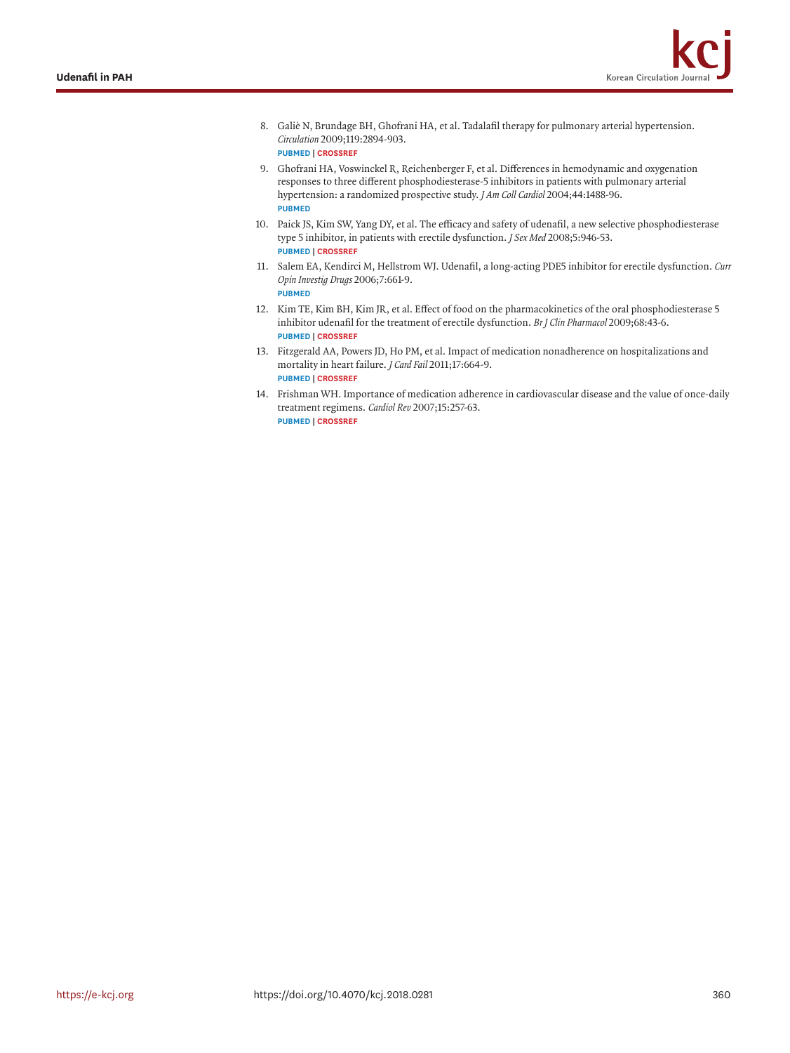8. Galiè N, Brundage BH, Ghofrani HA, et al. Tadalafil therapy for pulmonary arterial hypertension. *Circulation* 2009;119:2894-903.
   PUBMED | CROSSREF

9. Ghofrani HA, Voswinckel R, Reichenberger F, et al. Differences in hemodynamic and oxygenation responses to three different phosphodiesterase-5 inhibitors in patients with pulmonary arterial hypertension: a randomized prospective study. *J Am Coll Cardiol* 2004;44:1488-96.
   PUBMED

10. Paick JS, Kim SW, Yang DY, et al. The efficacy and safety of udenafil, a new selective phosphodiesterase type 5 inhibitor, in patients with erectile dysfunction. *J Sex Med* 2008;5:946-53.
    PUBMED | CROSSREF

11. Salem EA, Kendirci M, Hellstrom WJ. Udenafil, a long-acting PDE5 inhibitor for erectile dysfunction. *Curr Opin Investig Drugs* 2006;7:661-9.
    PUBMED

12. Kim TE, Kim BH, Kim JR, et al. Effect of food on the pharmacokinetics of the oral phosphodiesterase 5 inhibitor udenafil for the treatment of erectile dysfunction. *Br J Clin Pharmacol* 2009;68:43-6.
    PUBMED | CROSSREF

13. Fitzgerald AA, Powers JD, Ho PM, et al. Impact of medication nonadherence on hospitalizations and mortality in heart failure. *J Card Fail* 2011;17:664-9.
    PUBMED | CROSSREF

14. Frishman WH. Importance of medication adherence in cardiovascular disease and the value of once-daily treatment regimens. *Cardiol Rev* 2007;15:257-63.
    PUBMED | CROSSREF